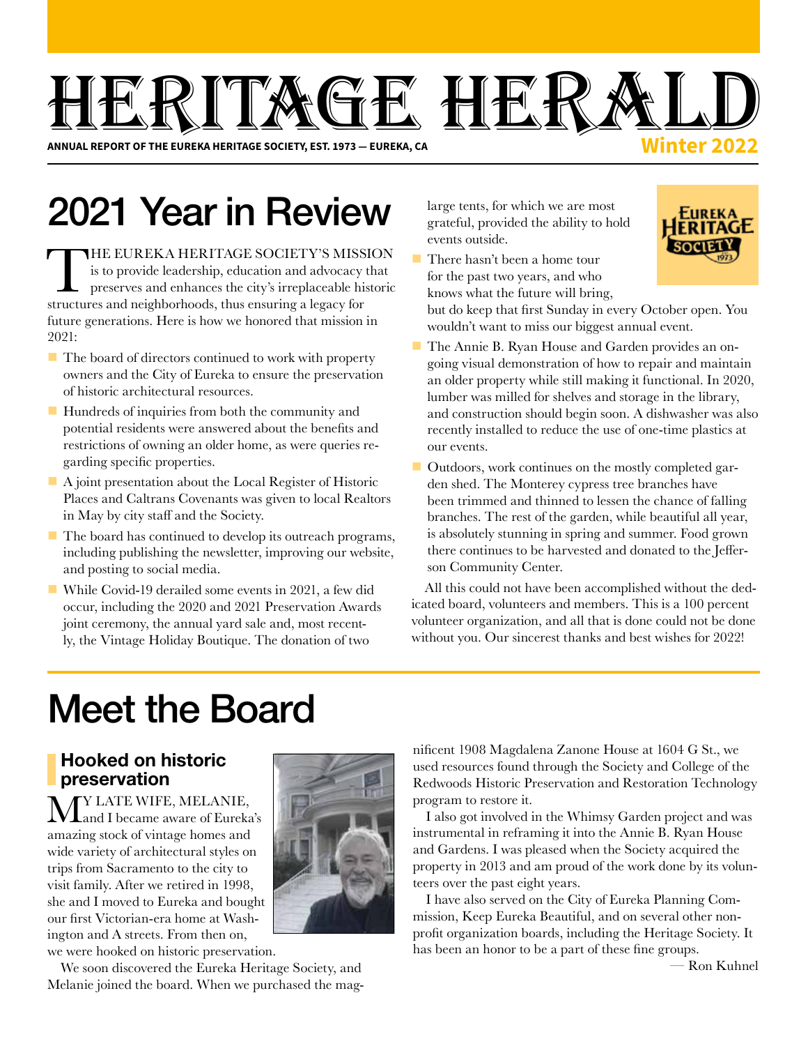# HERITAGE HERALD

**ANNUAL REPORT OF THE EUREKA HERITAGE SOCIETY, EST. 1973 — EUREKA, CA**

**Winter 2022**

## 2021 Year in Review

THE EUREKA HERITAGE SOCIETY'S MISSION is to provide leadership, education and advocacy that preserves and enhances the city's irreplaceable historic structures and neighborhoods, thus ensuring a legacy for future generations. Here is how we honored that mission in 2021:

- The board of directors continued to work with property owners and the City of Eureka to ensure the preservation of historic architectural resources.
- Hundreds of inquiries from both the community and potential residents were answered about the benefits and restrictions of owning an older home, as were queries regarding specific properties.
- A joint presentation about the Local Register of Historic Places and Caltrans Covenants was given to local Realtors in May by city staff and the Society.
- The board has continued to develop its outreach programs, including publishing the newsletter, improving our website, and posting to social media.
- While Covid-19 derailed some events in 2021, a few did occur, including the 2020 and 2021 Preservation Awards joint ceremony, the annual yard sale and, most recently, the Vintage Holiday Boutique. The donation of two large tents, for which we are most grateful, provided the ability to hold events outside.
- There hasn't been a home tour for the past two years, and who knows what the future will bring, but do keep that first Sunday in every October open. You wouldn't want to miss our biggest annual event.
- The Annie B. Ryan House and Garden provides an ongoing visual demonstration of how to repair and maintain an older property while still making it functional. In 2020, lumber was milled for shelves and storage in the library, and construction should begin soon. A dishwasher was also recently installed to reduce the use of one-time plastics at our events.
- Outdoors, work continues on the mostly completed garden shed. The Monterey cypress tree branches have been trimmed and thinned to lessen the chance of falling branches. The rest of the garden, while beautiful all year, is absolutely stunning in spring and summer. Food grown there continues to be harvested and donated to the Jefferson Community Center.

All this could not have been accomplished without the dedicated board, volunteers and members. This is a 100 percent volunteer organization, and all that is done could not be done without you. Our sincerest thanks and best wishes for 2022!

## Meet the Board

### Hooked on historic preservation

MY LATE WIFE, MELANIE, and I became aware of Eureka's amazing stock of vintage homes and wide variety of architectural styles on trips from Sacramento to the city to visit family. After we retired in 1998, she and I moved to Eureka and bought our first Victorian-era home at Washington and A streets. From then on, we were hooked on historic preservation.

We soon discovered the Eureka Heritage Society, and Melanie joined the board. When we purchased the magnificent 1908 Magdalena Zanone House at 1604 G St., we used resources found through the Society and College of the Redwoods Historic Preservation and Restoration Technology program to restore it.

I also got involved in the Whimsy Garden project and was instrumental in reframing it into the Annie B. Ryan House and Gardens. I was pleased when the Society acquired the property in 2013 and am proud of the work done by its volunteers over the past eight years.

I have also served on the City of Eureka Planning Commission, Keep Eureka Beautiful, and on several other nonprofit organization boards, including the Heritage Society. It has been an honor to be a part of these fine groups.

— Ron Kuhnel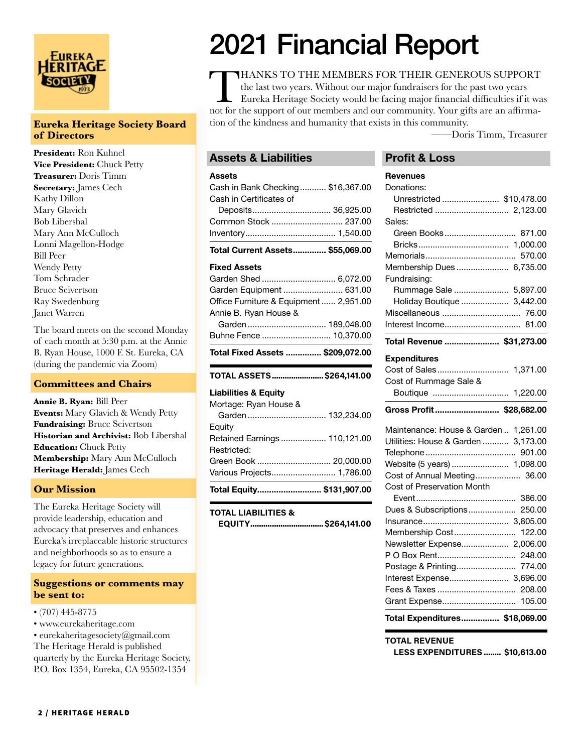# 2021 Financial Report

THANKS TO THE MEMBERS FOR THEIR GENEROUS SUPPORT the last two years. Without our major fundraisers for the past two years Eureka Heritage Society would be facing major financial difficulties if it was not for the support of our members and our community. Your gifts are an affirmation of the kindness and humanity that exists in this community.

——Doris Timm, Treasurer

## Assets & Liabilities

| | |
|---|---|
| **Assets** | |
| Cash in Bank Checking | $16,367.00 |
| Cash in Certificates of Deposits | 36,925.00 |
| Common Stock | 237.00 |
| Inventory | 1,540.00 |
| **Total Current Assets** | **$55,069.00** |
| **Fixed Assets** | |
| Garden Shed | 6,072.00 |
| Garden Equipment | 631.00 |
| Office Furniture & Equipment | 2,951.00 |
| Annie B. Ryan House & Garden | 189,048.00 |
| Buhne Fence | 10,370.00 |
| **Total Fixed Assets** | **$209,072.00** |
| **TOTAL ASSETS** | **$264,141.00** |
| **Liabilities & Equity** | |
| Mortage: Ryan House & Garden | 132,234.00 |
| Equity | |
| Retained Earnings | 110,121.00 |
| Restricted: | |
| Green Book | 20,000.00 |
| Various Projects | 1,786.00 |
| **Total Equity** | **$131,907.00** |
| **TOTAL LIABILITIES & EQUITY** | **$264,141.00** |

## Profit & Loss

| | |
|---|---|
| **Revenues** | |
| Donations: | |
| Unrestricted | $10,478.00 |
| Restricted | 2,123.00 |
| Sales: | |
| Green Books | 871.00 |
| Bricks | 1,000.00 |
| Memorials | 570.00 |
| Membership Dues | 6,735.00 |
| Fundraising: | |
| Rummage Sale | 5,897.00 |
| Holiday Boutique | 3,442.00 |
| Miscellaneous | 76.00 |
| Interest Income | 81.00 |
| **Total Revenue** | **$31,273.00** |
| **Expenditures** | |
| Cost of Sales | 1,371.00 |
| Cost of Rummage Sale & Boutique | 1,220.00 |
| **Gross Profit** | **$28,682.00** |
| Maintenance: House & Garden | 1,261.00 |
| Utilities: House & Garden | 3,173.00 |
| Telephone | 901.00 |
| Website (5 years) | 1,098.00 |
| Cost of Annual Meeting | 36.00 |
| Cost of Preservation Month Event | 386.00 |
| Dues & Subscriptions | 250.00 |
| Insurance | 3,805.00 |
| Membership Cost | 122.00 |
| Newsletter Expense | 2,006.00 |
| P O Box Rent | 248.00 |
| Postage & Printing | 774.00 |
| Interest Expense | 3,696.00 |
| Fees & Taxes | 208.00 |
| Grant Expense | 105.00 |
| **Total Expenditures** | **$18,069.00** |
| **TOTAL REVENUE LESS EXPENDITURES** | **$10,613.00** |

### Eureka Heritage Society Board of Directors

**President:** Ron Kuhnel
**Vice President:** Chuck Petty
**Treasurer:** Doris Timm
**Secretary:** James Cech
Kathy Dillon
Mary Glavich
Bob Libershal
Mary Ann McCulloch
Lonni Magellon-Hodge
Bill Peer
Wendy Petty
Tom Schrader
Bruce Seivertson
Ray Swedenburg
Janet Warren

The board meets on the second Monday of each month at 5:30 p.m. at the Annie B. Ryan House, 1000 F. St. Eureka, CA (during the pandemic via Zoom)

### Committees and Chairs

**Annie B. Ryan:** Bill Peer
**Events:** Mary Glavich & Wendy Petty
**Fundraising:** Bruce Seivertson
**Historian and Archivist:** Bob Libershal
**Education:** Chuck Petty
**Membership:** Mary Ann McCulloch
**Heritage Herald:** James Cech

### Our Mission

The Eureka Heritage Society will provide leadership, education and advocacy that preserves and enhances Eureka's irreplaceable historic structures and neighborhoods so as to ensure a legacy for future generations.

### Suggestions or comments may be sent to:

- (707) 445-8775
- www.eurekaheritage.com
- eurekaheritagesociety@gmail.com

The Heritage Herald is published quarterly by the Eureka Heritage Society, P.O. Box 1354, Eureka, CA 95502-1354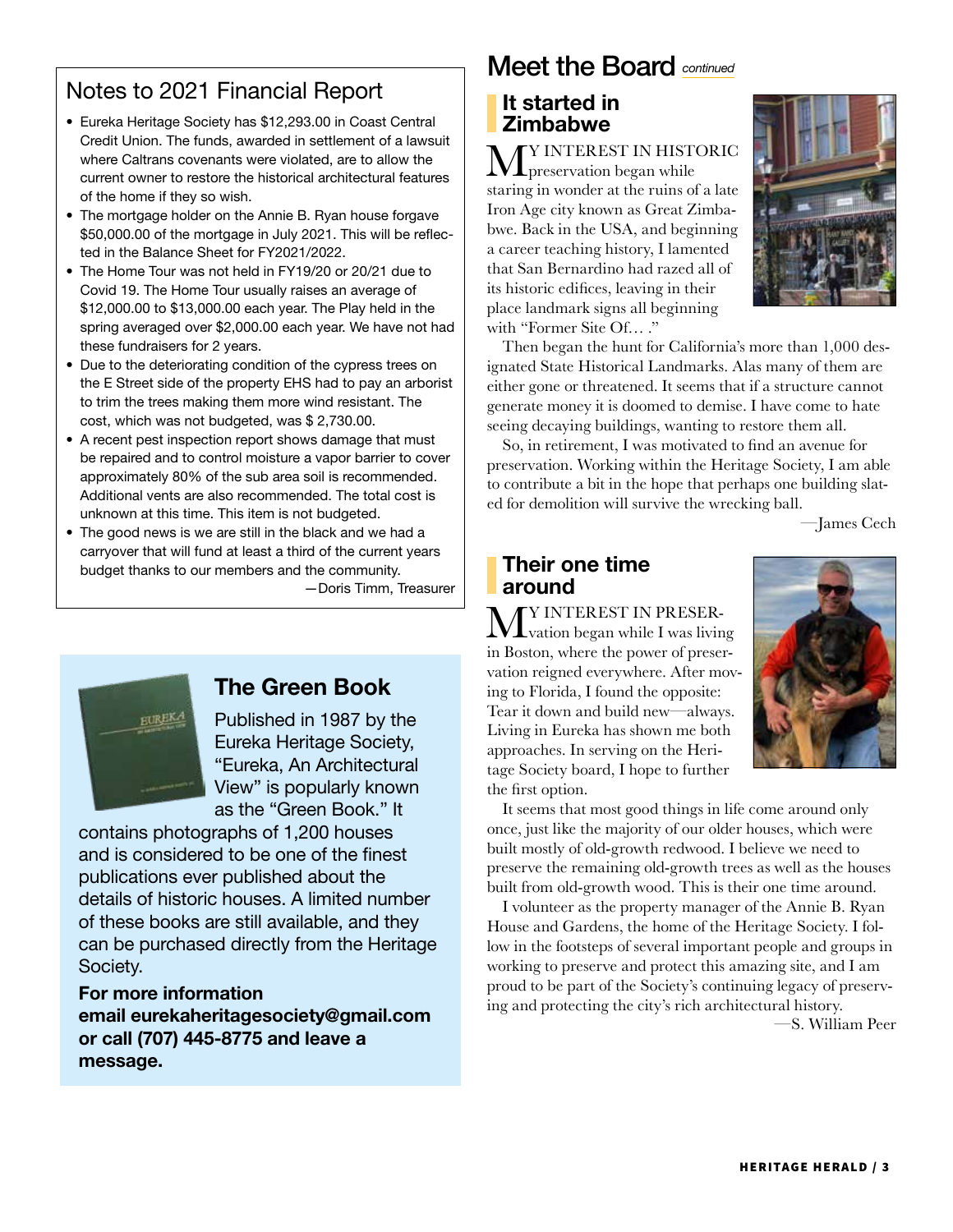## Notes to 2021 Financial Report

- Eureka Heritage Society has $12,293.00 in Coast Central Credit Union. The funds, awarded in settlement of a lawsuit where Caltrans covenants were violated, are to allow the current owner to restore the historical architectural features of the home if they so wish.
- The mortgage holder on the Annie B. Ryan house forgave $50,000.00 of the mortgage in July 2021. This will be reflected in the Balance Sheet for FY2021/2022.
- The Home Tour was not held in FY19/20 or 20/21 due to Covid 19. The Home Tour usually raises an average of $12,000.00 to $13,000.00 each year. The Play held in the spring averaged over $2,000.00 each year. We have not had these fundraisers for 2 years.
- Due to the deteriorating condition of the cypress trees on the E Street side of the property EHS had to pay an arborist to trim the trees making them more wind resistant. The cost, which was not budgeted, was $ 2,730.00.
- A recent pest inspection report shows damage that must be repaired and to control moisture a vapor barrier to cover approximately 80% of the sub area soil is recommended. Additional vents are also recommended. The total cost is unknown at this time. This item is not budgeted.
- The good news is we are still in the black and we had a carryover that will fund at least a third of the current years budget thanks to our members and the community.

—Doris Timm, Treasurer

## The Green Book

Published in 1987 by the Eureka Heritage Society, "Eureka, An Architectural View" is popularly known as the "Green Book." It contains photographs of 1,200 houses and is considered to be one of the finest publications ever published about the details of historic houses. A limited number of these books are still available, and they can be purchased directly from the Heritage Society.

**For more information email eurekaheritagesociety@gmail.com or call (707) 445-8775 and leave a message.**

# Meet the Board *continued*

### It started in Zimbabwe

MY INTEREST IN HISTORIC preservation began while staring in wonder at the ruins of a late Iron Age city known as Great Zimbabwe. Back in the USA, and beginning a career teaching history, I lamented that San Bernardino had razed all of its historic edifices, leaving in their place landmark signs all beginning with "Former Site Of… ."

Then began the hunt for California's more than 1,000 designated State Historical Landmarks. Alas many of them are either gone or threatened. It seems that if a structure cannot generate money it is doomed to demise. I have come to hate seeing decaying buildings, wanting to restore them all.

So, in retirement, I was motivated to find an avenue for preservation. Working within the Heritage Society, I am able to contribute a bit in the hope that perhaps one building slated for demolition will survive the wrecking ball.

—James Cech

### Their one time around

MY INTEREST IN PRESERVation began while I was living in Boston, where the power of preservation reigned everywhere. After moving to Florida, I found the opposite: Tear it down and build new—always. Living in Eureka has shown me both approaches. In serving on the Heritage Society board, I hope to further the first option.

It seems that most good things in life come around only once, just like the majority of our older houses, which were built mostly of old-growth redwood. I believe we need to preserve the remaining old-growth trees as well as the houses built from old-growth wood. This is their one time around.

I volunteer as the property manager of the Annie B. Ryan House and Gardens, the home of the Heritage Society. I follow in the footsteps of several important people and groups in working to preserve and protect this amazing site, and I am proud to be part of the Society's continuing legacy of preserving and protecting the city's rich architectural history.

—S. William Peer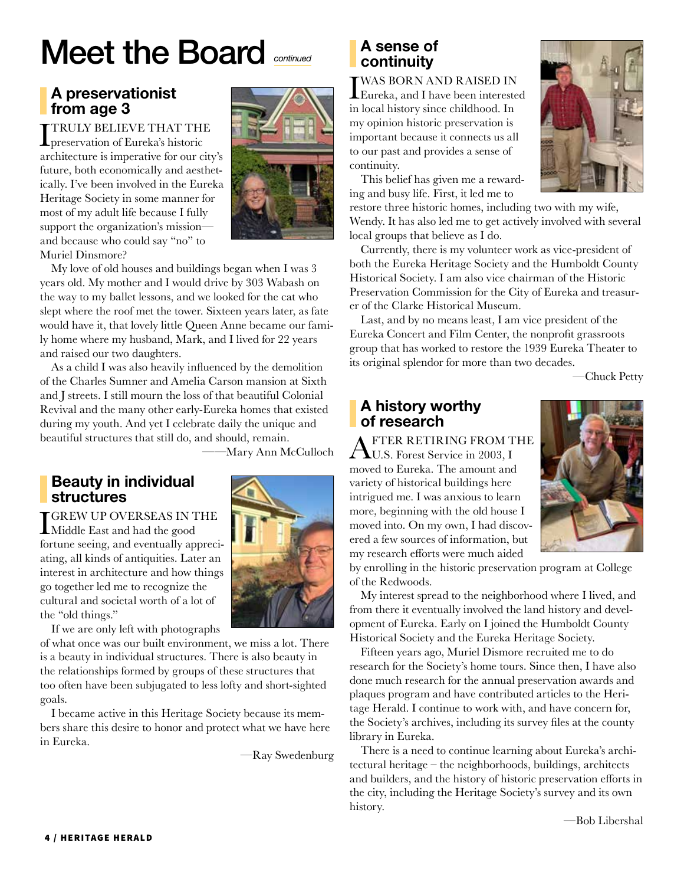# Meet the Board *continued*

## A preservationist from age 3

I TRULY BELIEVE THAT THE preservation of Eureka's historic architecture is imperative for our city's future, both economically and aesthetically. I've been involved in the Eureka Heritage Society in some manner for most of my adult life because I fully support the organization's mission—and because who could say "no" to Muriel Dinsmore?

My love of old houses and buildings began when I was 3 years old. My mother and I would drive by 303 Wabash on the way to my ballet lessons, and we looked for the cat who slept where the roof met the tower. Sixteen years later, as fate would have it, that lovely little Queen Anne became our family home where my husband, Mark, and I lived for 22 years and raised our two daughters.

As a child I was also heavily influenced by the demolition of the Charles Sumner and Amelia Carson mansion at Sixth and J streets. I still mourn the loss of that beautiful Colonial Revival and the many other early-Eureka homes that existed during my youth. And yet I celebrate daily the unique and beautiful structures that still do, and should, remain.

——Mary Ann McCulloch

## Beauty in individual structures

I GREW UP OVERSEAS IN THE Middle East and had the good fortune seeing, and eventually appreciating, all kinds of antiquities. Later an interest in architecture and how things go together led me to recognize the cultural and societal worth of a lot of the "old things."

If we are only left with photographs of what once was our built environment, we miss a lot. There is a beauty in individual structures. There is also beauty in the relationships formed by groups of these structures that too often have been subjugated to less lofty and short-sighted goals.

I became active in this Heritage Society because its members share this desire to honor and protect what we have here in Eureka.

—Ray Swedenburg

## A sense of continuity

I WAS BORN AND RAISED IN Eureka, and I have been interested in local history since childhood. In my opinion historic preservation is important because it connects us all to our past and provides a sense of continuity.

This belief has given me a rewarding and busy life. First, it led me to restore three historic homes, including two with my wife, Wendy. It has also led me to get actively involved with several local groups that believe as I do.

Currently, there is my volunteer work as vice-president of both the Eureka Heritage Society and the Humboldt County Historical Society. I am also vice chairman of the Historic Preservation Commission for the City of Eureka and treasurer of the Clarke Historical Museum.

Last, and by no means least, I am vice president of the Eureka Concert and Film Center, the nonprofit grassroots group that has worked to restore the 1939 Eureka Theater to its original splendor for more than two decades.

—Chuck Petty

## A history worthy of research

AFTER RETIRING FROM THE U.S. Forest Service in 2003, I moved to Eureka. The amount and variety of historical buildings here intrigued me. I was anxious to learn more, beginning with the old house I moved into. On my own, I had discovered a few sources of information, but my research efforts were much aided by enrolling in the historic preservation program at College of the Redwoods.

My interest spread to the neighborhood where I lived, and from there it eventually involved the land history and development of Eureka. Early on I joined the Humboldt County Historical Society and the Eureka Heritage Society.

Fifteen years ago, Muriel Dismore recruited me to do research for the Society's home tours. Since then, I have also done much research for the annual preservation awards and plaques program and have contributed articles to the Heritage Herald. I continue to work with, and have concern for, the Society's archives, including its survey files at the county library in Eureka.

There is a need to continue learning about Eureka's architectural heritage – the neighborhoods, buildings, architects and builders, and the history of historic preservation efforts in the city, including the Heritage Society's survey and its own history.

—Bob Libershal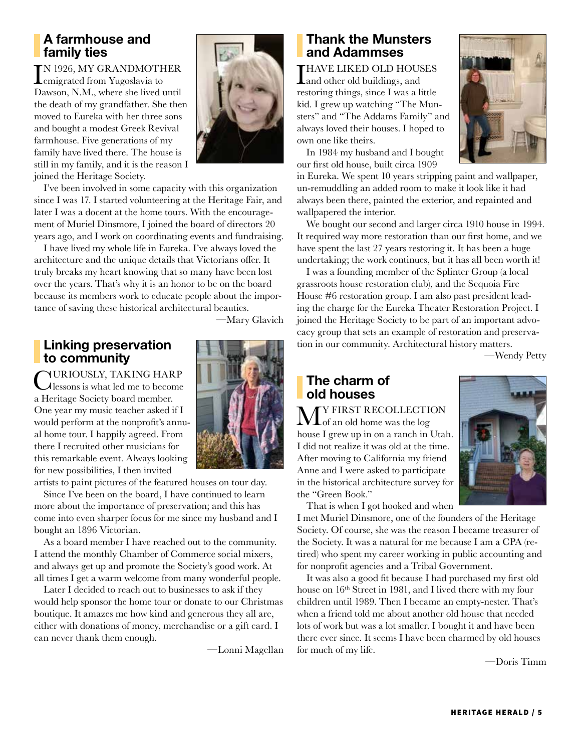## A farmhouse and family ties

IN 1926, MY GRANDMOTHER emigrated from Yugoslavia to Dawson, N.M., where she lived until the death of my grandfather. She then moved to Eureka with her three sons and bought a modest Greek Revival farmhouse. Five generations of my family have lived there. The house is still in my family, and it is the reason I joined the Heritage Society.

I've been involved in some capacity with this organization since I was 17. I started volunteering at the Heritage Fair, and later I was a docent at the home tours. With the encouragement of Muriel Dinsmore, I joined the board of directors 20 years ago, and I work on coordinating events and fundraising.

I have lived my whole life in Eureka. I've always loved the architecture and the unique details that Victorians offer. It truly breaks my heart knowing that so many have been lost over the years. That's why it is an honor to be on the board because its members work to educate people about the importance of saving these historical architectural beauties.

—Mary Glavich

## Linking preservation to community

CURIOUSLY, TAKING HARP lessons is what led me to become a Heritage Society board member. One year my music teacher asked if I would perform at the nonprofit's annual home tour. I happily agreed. From there I recruited other musicians for this remarkable event. Always looking for new possibilities, I then invited artists to paint pictures of the featured houses on tour day.

Since I've been on the board, I have continued to learn more about the importance of preservation; and this has come into even sharper focus for me since my husband and I bought an 1896 Victorian.

As a board member I have reached out to the community. I attend the monthly Chamber of Commerce social mixers, and always get up and promote the Society's good work. At all times I get a warm welcome from many wonderful people.

Later I decided to reach out to businesses to ask if they would help sponsor the home tour or donate to our Christmas boutique. It amazes me how kind and generous they all are, either with donations of money, merchandise or a gift card. I can never thank them enough.

—Lonni Magellan

## Thank the Munsters and Adammses

I HAVE LIKED OLD HOUSES and other old buildings, and restoring things, since I was a little kid. I grew up watching "The Munsters" and "The Addams Family" and always loved their houses. I hoped to own one like theirs.

In 1984 my husband and I bought our first old house, built circa 1909 in Eureka. We spent 10 years stripping paint and wallpaper, un-remuddling an added room to make it look like it had always been there, painted the exterior, and repainted and wallpapered the interior.

We bought our second and larger circa 1910 house in 1994. It required way more restoration than our first home, and we have spent the last 27 years restoring it. It has been a huge undertaking; the work continues, but it has all been worth it!

I was a founding member of the Splinter Group (a local grassroots house restoration club), and the Sequoia Fire House #6 restoration group. I am also past president leading the charge for the Eureka Theater Restoration Project. I joined the Heritage Society to be part of an important advocacy group that sets an example of restoration and preservation in our community. Architectural history matters.

—Wendy Petty

## The charm of old houses

MY FIRST RECOLLECTION of an old home was the log house I grew up in on a ranch in Utah. I did not realize it was old at the time. After moving to California my friend Anne and I were asked to participate in the historical architecture survey for the "Green Book."

That is when I got hooked and when I met Muriel Dinsmore, one of the founders of the Heritage Society. Of course, she was the reason I became treasurer of the Society. It was a natural for me because I am a CPA (retired) who spent my career working in public accounting and for nonprofit agencies and a Tribal Government.

It was also a good fit because I had purchased my first old house on 16th Street in 1981, and I lived there with my four children until 1989. Then I became an empty-nester. That's when a friend told me about another old house that needed lots of work but was a lot smaller. I bought it and have been there ever since. It seems I have been charmed by old houses for much of my life.

—Doris Timm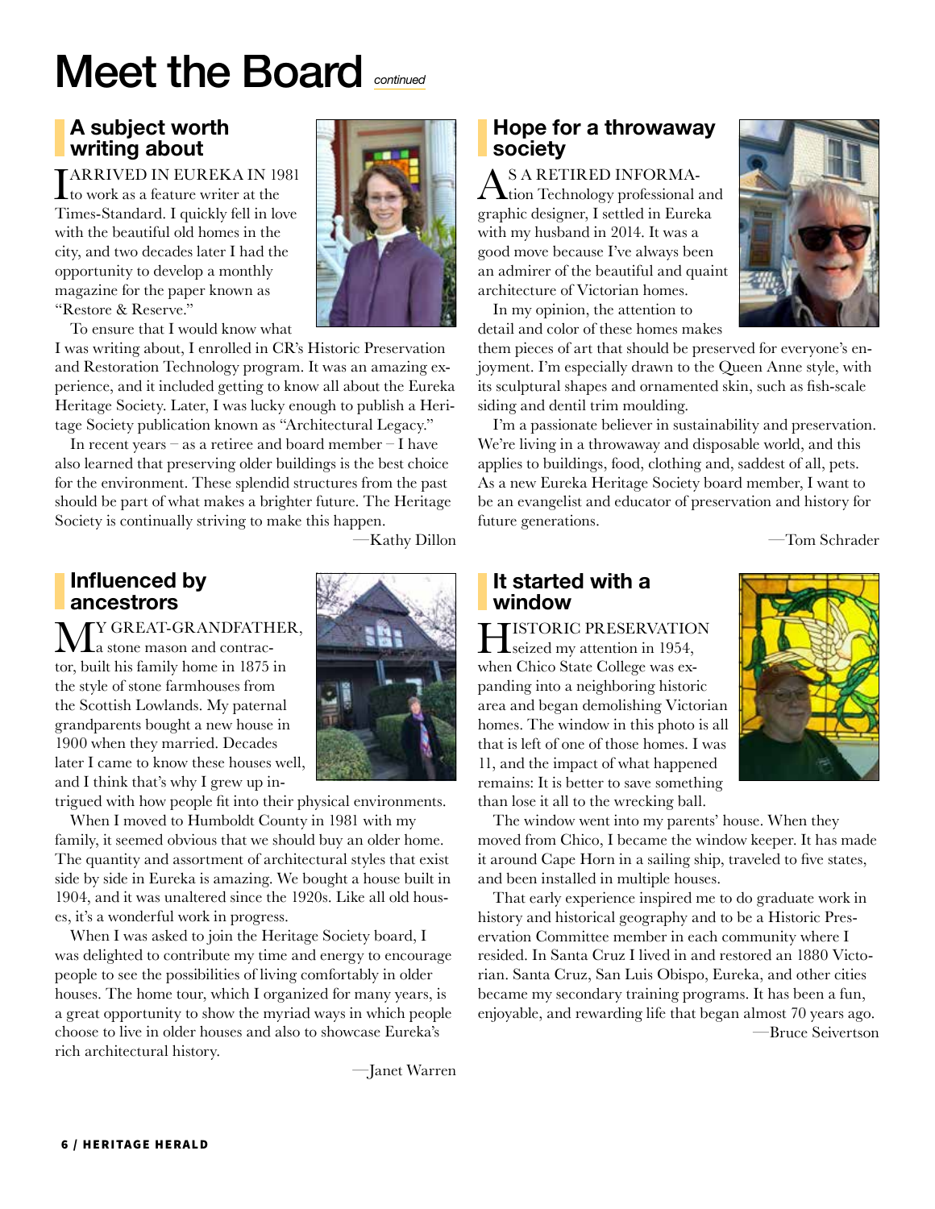# Meet the Board *continued*

## A subject worth writing about

I ARRIVED IN EUREKA IN 1981 to work as a feature writer at the Times-Standard. I quickly fell in love with the beautiful old homes in the city, and two decades later I had the opportunity to develop a monthly magazine for the paper known as "Restore & Reserve."

To ensure that I would know what I was writing about, I enrolled in CR's Historic Preservation and Restoration Technology program. It was an amazing experience, and it included getting to know all about the Eureka Heritage Society. Later, I was lucky enough to publish a Heritage Society publication known as "Architectural Legacy."

In recent years – as a retiree and board member – I have also learned that preserving older buildings is the best choice for the environment. These splendid structures from the past should be part of what makes a brighter future. The Heritage Society is continually striving to make this happen.

—Kathy Dillon

## Influenced by ancestors

MY GREAT-GRANDFATHER, a stone mason and contractor, built his family home in 1875 in the style of stone farmhouses from the Scottish Lowlands. My paternal grandparents bought a new house in 1900 when they married. Decades later I came to know these houses well, and I think that's why I grew up intrigued with how people fit into their physical environments.

When I moved to Humboldt County in 1981 with my family, it seemed obvious that we should buy an older home. The quantity and assortment of architectural styles that exist side by side in Eureka is amazing. We bought a house built in 1904, and it was unaltered since the 1920s. Like all old houses, it's a wonderful work in progress.

When I was asked to join the Heritage Society board, I was delighted to contribute my time and energy to encourage people to see the possibilities of living comfortably in older houses. The home tour, which I organized for many years, is a great opportunity to show the myriad ways in which people choose to live in older houses and also to showcase Eureka's rich architectural history.

—Janet Warren

## Hope for a throwaway society

AS A RETIRED INFORMATION Technology professional and graphic designer, I settled in Eureka with my husband in 2014. It was a good move because I've always been an admirer of the beautiful and quaint architecture of Victorian homes.

In my opinion, the attention to detail and color of these homes makes them pieces of art that should be preserved for everyone's enjoyment. I'm especially drawn to the Queen Anne style, with its sculptural shapes and ornamented skin, such as fish-scale siding and dentil trim moulding.

I'm a passionate believer in sustainability and preservation. We're living in a throwaway and disposable world, and this applies to buildings, food, clothing and, saddest of all, pets. As a new Eureka Heritage Society board member, I want to be an evangelist and educator of preservation and history for future generations.

—Tom Schrader

## It started with a window

HISTORIC PRESERVATION seized my attention in 1954, when Chico State College was expanding into a neighboring historic area and began demolishing Victorian homes. The window in this photo is all that is left of one of those homes. I was 11, and the impact of what happened remains: It is better to save something than lose it all to the wrecking ball.

The window went into my parents' house. When they moved from Chico, I became the window keeper. It has made it around Cape Horn in a sailing ship, traveled to five states, and been installed in multiple houses.

That early experience inspired me to do graduate work in history and historical geography and to be a Historic Preservation Committee member in each community where I resided. In Santa Cruz I lived in and restored an 1880 Victorian. Santa Cruz, San Luis Obispo, Eureka, and other cities became my secondary training programs. It has been a fun, enjoyable, and rewarding life that began almost 70 years ago.

—Bruce Seivertson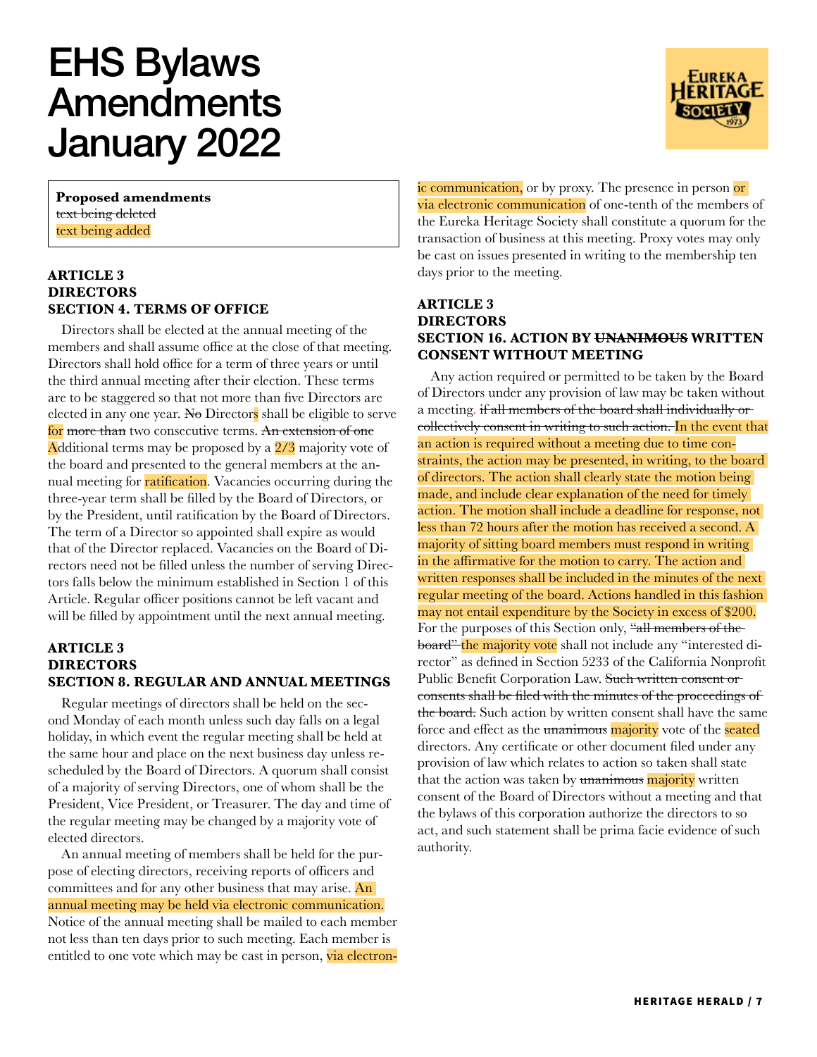# EHS Bylaws Amendments January 2022

**Proposed amendments**
~~text being deleted~~
text being added

### ARTICLE 3
### DIRECTORS
### SECTION 4. TERMS OF OFFICE

Directors shall be elected at the annual meeting of the members and shall assume office at the close of that meeting. Directors shall hold office for a term of three years or until the third annual meeting after their election. These terms are to be staggered so that not more than five Directors are elected in any one year. ~~No~~ Directors shall be eligible to serve for ~~more than~~ two consecutive terms. ~~An extension of one~~ Additional terms may be proposed by a 2/3 majority vote of the board and presented to the general members at the annual meeting for ratification. Vacancies occurring during the three-year term shall be filled by the Board of Directors, or by the President, until ratification by the Board of Directors. The term of a Director so appointed shall expire as would that of the Director replaced. Vacancies on the Board of Directors need not be filled unless the number of serving Directors falls below the minimum established in Section 1 of this Article. Regular officer positions cannot be left vacant and will be filled by appointment until the next annual meeting.

### ARTICLE 3
### DIRECTORS
### SECTION 8. REGULAR AND ANNUAL MEETINGS

Regular meetings of directors shall be held on the second Monday of each month unless such day falls on a legal holiday, in which event the regular meeting shall be held at the same hour and place on the next business day unless rescheduled by the Board of Directors. A quorum shall consist of a majority of serving Directors, one of whom shall be the President, Vice President, or Treasurer. The day and time of the regular meeting may be changed by a majority vote of elected directors.

An annual meeting of members shall be held for the purpose of electing directors, receiving reports of officers and committees and for any other business that may arise. An annual meeting may be held via electronic communication. Notice of the annual meeting shall be mailed to each member not less than ten days prior to such meeting. Each member is entitled to one vote which may be cast in person, via electronic communication, or by proxy. The presence in person or via electronic communication of one-tenth of the members of the Eureka Heritage Society shall constitute a quorum for the transaction of business at this meeting. Proxy votes may only be cast on issues presented in writing to the membership ten days prior to the meeting.

### ARTICLE 3
### DIRECTORS
### SECTION 16. ACTION BY ~~UNANIMOUS~~ WRITTEN CONSENT WITHOUT MEETING

Any action required or permitted to be taken by the Board of Directors under any provision of law may be taken without a meeting. ~~if all members of the board shall individually or collectively consent in writing to such action.~~ In the event that an action is required without a meeting due to time constraints, the action may be presented, in writing, to the board of directors. The action shall clearly state the motion being made, and include clear explanation of the need for timely action. The motion shall include a deadline for response, not less than 72 hours after the motion has received a second. A majority of sitting board members must respond in writing in the affirmative for the motion to carry. The action and written responses shall be included in the minutes of the next regular meeting of the board. Actions handled in this fashion may not entail expenditure by the Society in excess of $200. For the purposes of this Section only, ~~"all members of the board"~~ the majority vote shall not include any "interested director" as defined in Section 5233 of the California Nonprofit Public Benefit Corporation Law. ~~Such written consent or consents shall be filed with the minutes of the proceedings of the board.~~ Such action by written consent shall have the same force and effect as the ~~unanimous~~ majority vote of the seated directors. Any certificate or other document filed under any provision of law which relates to action so taken shall state that the action was taken by ~~unanimous~~ majority written consent of the Board of Directors without a meeting and that the bylaws of this corporation authorize the directors to so act, and such statement shall be prima facie evidence of such authority.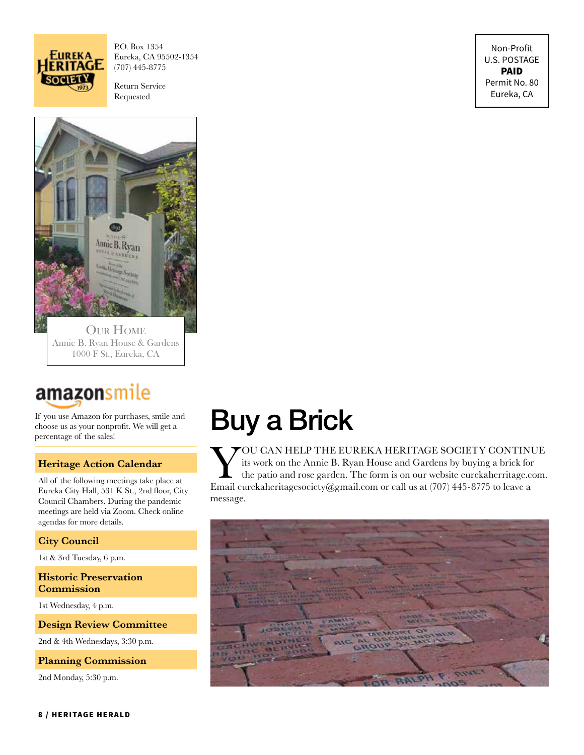P.O. Box 1354
Eureka, CA 95502-1354
(707) 445-8775

Return Service Requested

Non-Profit
U.S. POSTAGE
**PAID**
Permit No. 80
Eureka, CA

OUR HOME
Annie B. Ryan House & Gardens
1000 F St., Eureka, CA

## amazonsmile

If you use Amazon for purchases, smile and choose us as your nonprofit. We will get a percentage of the sales!

### Heritage Action Calendar

All of the following meetings take place at Eureka City Hall, 531 K St., 2nd floor, City Council Chambers. During the pandemic meetings are held via Zoom. Check online agendas for more details.

### City Council

1st & 3rd Tuesday, 6 p.m.

### Historic Preservation Commission

1st Wednesday, 4 p.m.

### Design Review Committee

2nd & 4th Wednesdays, 3:30 p.m.

### Planning Commission

2nd Monday, 5:30 p.m.

# Buy a Brick

YOU CAN HELP THE EUREKA HERITAGE SOCIETY CONTINUE its work on the Annie B. Ryan House and Gardens by buying a brick for the patio and rose garden. The form is on our website eurekaherritage.com. Email eurekaheritagesociety@gmail.com or call us at (707) 445-8775 to leave a message.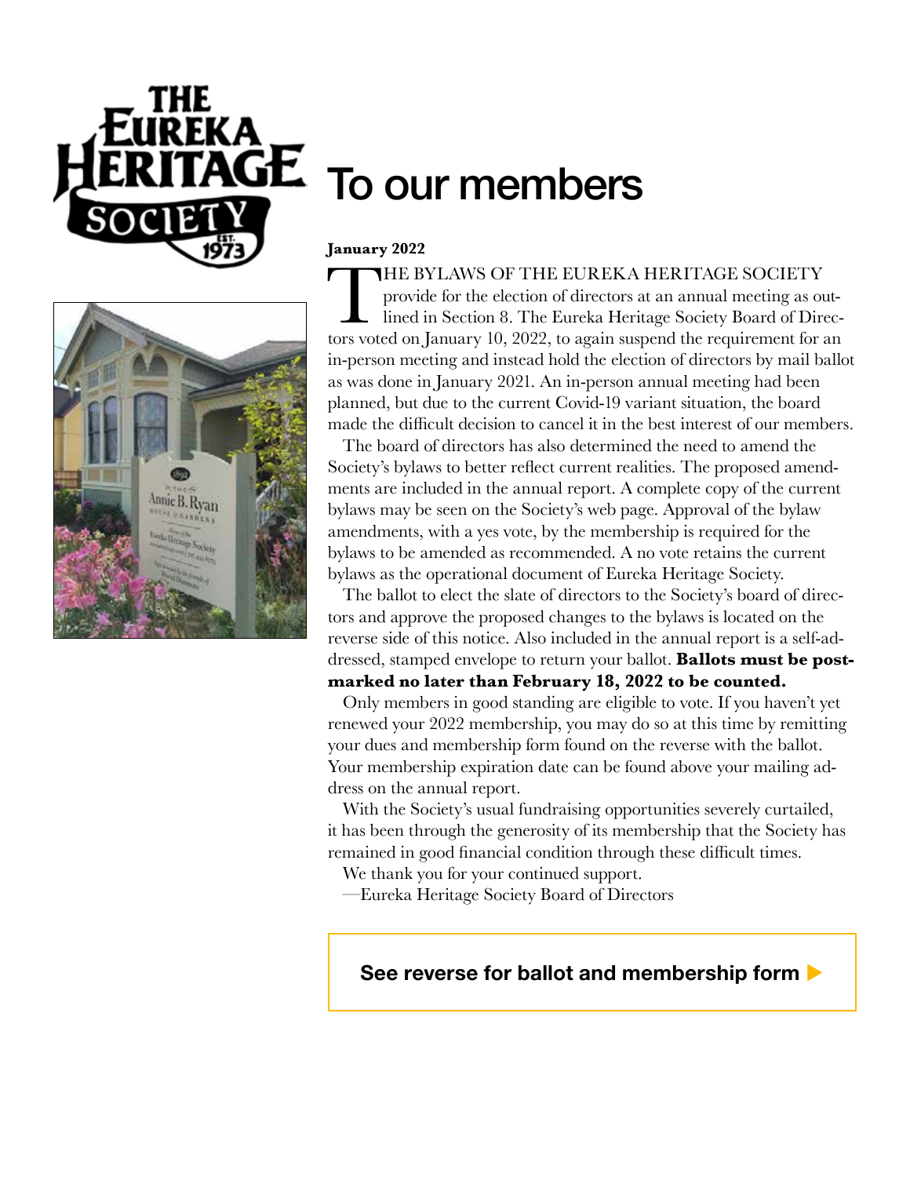# To our members

**January 2022**

THE BYLAWS OF THE EUREKA HERITAGE SOCIETY provide for the election of directors at an annual meeting as outlined in Section 8. The Eureka Heritage Society Board of Directors voted on January 10, 2022, to again suspend the requirement for an in-person meeting and instead hold the election of directors by mail ballot as was done in January 2021. An in-person annual meeting had been planned, but due to the current Covid-19 variant situation, the board made the difficult decision to cancel it in the best interest of our members.

The board of directors has also determined the need to amend the Society's bylaws to better reflect current realities. The proposed amendments are included in the annual report. A complete copy of the current bylaws may be seen on the Society's web page. Approval of the bylaw amendments, with a yes vote, by the membership is required for the bylaws to be amended as recommended. A no vote retains the current bylaws as the operational document of Eureka Heritage Society.

The ballot to elect the slate of directors to the Society's board of directors and approve the proposed changes to the bylaws is located on the reverse side of this notice. Also included in the annual report is a self-addressed, stamped envelope to return your ballot. **Ballots must be postmarked no later than February 18, 2022 to be counted.**

Only members in good standing are eligible to vote. If you haven't yet renewed your 2022 membership, you may do so at this time by remitting your dues and membership form found on the reverse with the ballot. Your membership expiration date can be found above your mailing address on the annual report.

With the Society's usual fundraising opportunities severely curtailed, it has been through the generosity of its membership that the Society has remained in good financial condition through these difficult times.

We thank you for your continued support.

—Eureka Heritage Society Board of Directors

**See reverse for ballot and membership form ▶**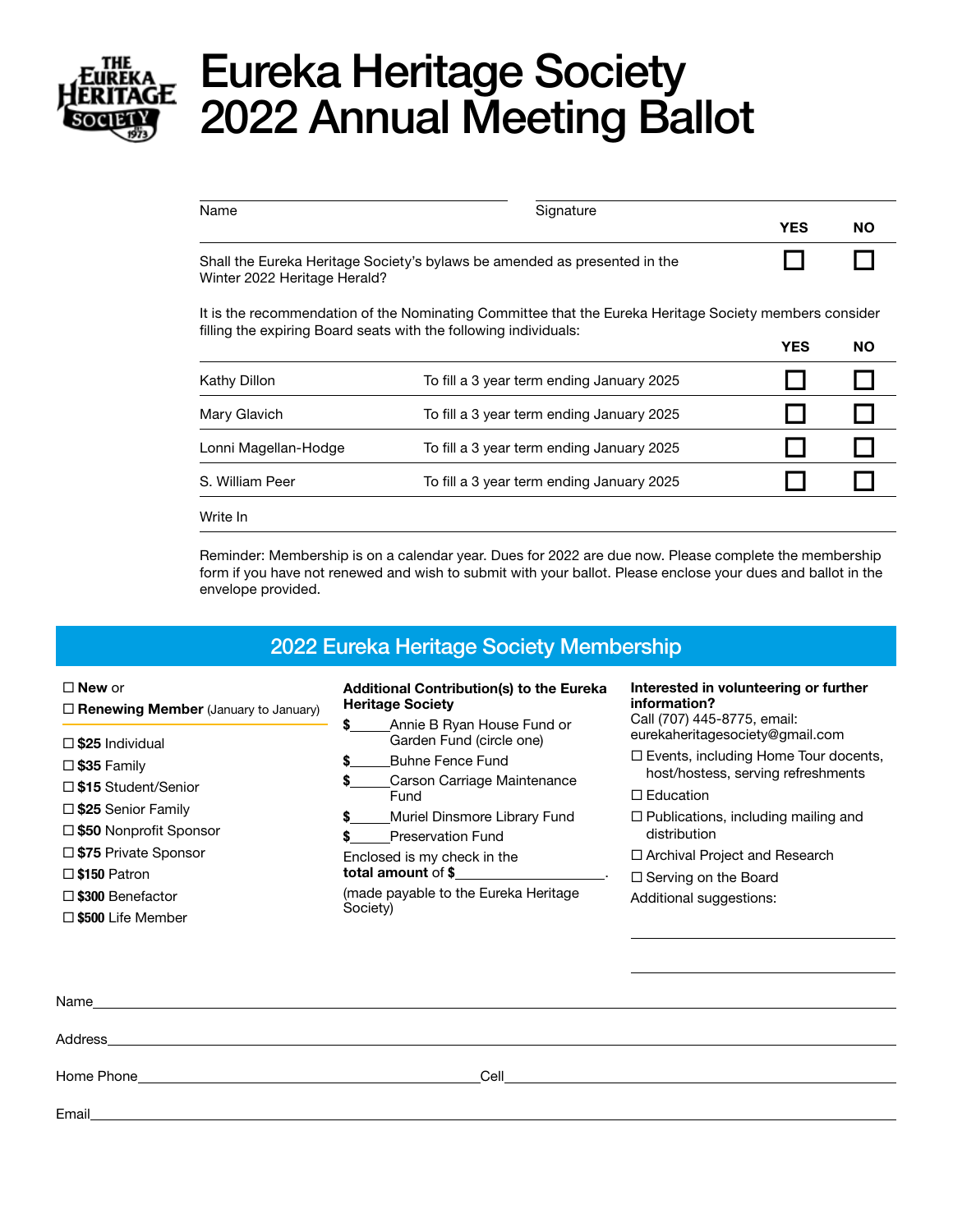# Eureka Heritage Society 2022 Annual Meeting Ballot

Name ______________________ Signature ______________________

| | YES | NO |
|---|---|---|
| Shall the Eureka Heritage Society's bylaws be amended as presented in the Winter 2022 Heritage Herald? | ☐ | ☐ |

It is the recommendation of the Nominating Committee that the Eureka Heritage Society members consider filling the expiring Board seats with the following individuals:

| | | YES | NO |
|---|---|---|---|
| Kathy Dillon | To fill a 3 year term ending January 2025 | ☐ | ☐ |
| Mary Glavich | To fill a 3 year term ending January 2025 | ☐ | ☐ |
| Lonni Magellan-Hodge | To fill a 3 year term ending January 2025 | ☐ | ☐ |
| S. William Peer | To fill a 3 year term ending January 2025 | ☐ | ☐ |
| Write In | | | |

Reminder: Membership is on a calendar year. Dues for 2022 are due now. Please complete the membership form if you have not renewed and wish to submit with your ballot. Please enclose your dues and ballot in the envelope provided.

## 2022 Eureka Heritage Society Membership

☐ **New** or
☐ **Renewing Member** (January to January)

- ☐ **$25** Individual
- ☐ **$35** Family
- ☐ **$15** Student/Senior
- ☐ **$25** Senior Family
- ☐ **$50** Nonprofit Sponsor
- ☐ **$75** Private Sponsor
- ☐ **$150** Patron
- ☐ **$300** Benefactor
- ☐ **$500** Life Member

**Additional Contribution(s) to the Eureka Heritage Society**

- **$**_____ Annie B Ryan House Fund or Garden Fund (circle one)
- **$**_____ Buhne Fence Fund
- **$**_____ Carson Carriage Maintenance Fund
- **$**_____ Muriel Dinsmore Library Fund
- **$**_____ Preservation Fund

Enclosed is my check in the **total amount** of **$**__________________.

(made payable to the Eureka Heritage Society)

**Interested in volunteering or further information?**
Call (707) 445-8775, email: eurekaheritagesociety@gmail.com

- ☐ Events, including Home Tour docents, host/hostess, serving refreshments
- ☐ Education
- ☐ Publications, including mailing and distribution
- ☐ Archival Project and Research
- ☐ Serving on the Board

Additional suggestions:

______________________

______________________

Name ______________________

Address ______________________

Home Phone ______________________ Cell ______________________

Email ______________________